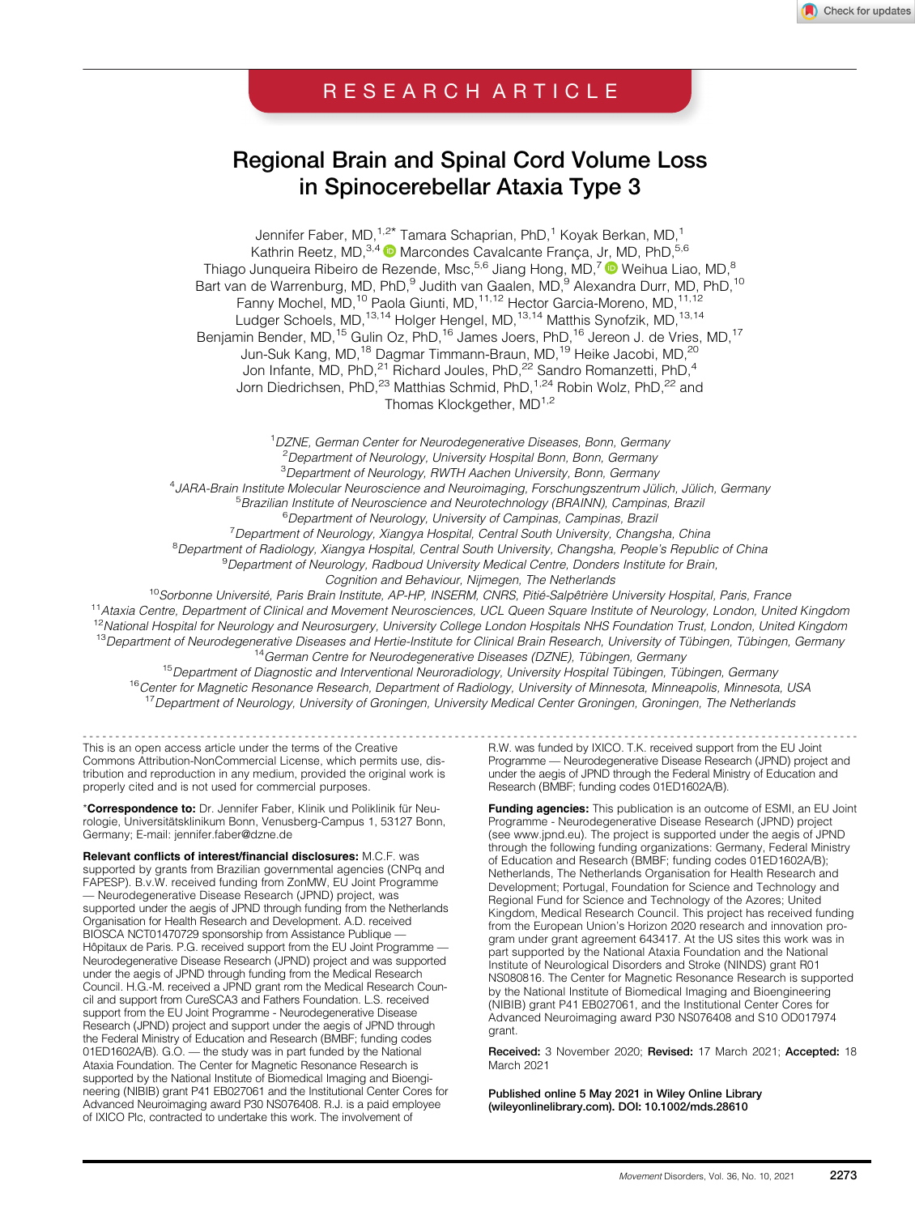RESEARCH ARTICLE

# Regional Brain and Spinal Cord Volume Loss in Spinocerebellar Ataxia Type 3

Jennifer Faber, MD,[1,2*] Tamara Schaprian, PhD,[1] Koyak Berkan, MD,[1] Kathrin Reetz, MD,[3,4] Marcondes Cavalcante França, Jr, MD, PhD,[5,6] Thiago Junqueira Ribeiro de Rezende, Msc,[5,6] Jiang Hong, MD,[7] Weihua Liao, MD,[8] Bart van de Warrenburg, MD, PhD,[9] Judith van Gaalen, MD,[9] Alexandra Durr, MD, PhD,[10] Fanny Mochel, MD,[10] Paola Giunti, MD,[11,12] Hector Garcia-Moreno, MD,[11,12] Ludger Schoels, MD,[13,14] Holger Hengel, MD,[13,14] Matthis Synofzik, MD,[13,14] Benjamin Bender, MD,[15] Gulin Oz, PhD,[16] James Joers, PhD,[16] Jereon J. de Vries, MD,[17] Jun-Suk Kang, MD,[18] Dagmar Timmann-Braun, MD,[19] Heike Jacobi, MD,[20] Jon Infante, MD, PhD,[21] Richard Joules, PhD,[22] Sandro Romanzetti, PhD,[4] Jorn Diedrichsen, PhD,[23] Matthias Schmid, PhD,[1,24] Robin Wolz, PhD,[22] and Thomas Klockgether, MD[1,2]

[1]*DZNE, German Center for Neurodegenerative Diseases, Bonn, Germany*
[2]*Department of Neurology, University Hospital Bonn, Bonn, Germany*
[3]*Department of Neurology, RWTH Aachen University, Bonn, Germany*
[4]*JARA-Brain Institute Molecular Neuroscience and Neuroimaging, Forschungszentrum Jülich, Jülich, Germany*
[5]*Brazilian Institute of Neuroscience and Neurotechnology (BRAINN), Campinas, Brazil*
[6]*Department of Neurology, University of Campinas, Campinas, Brazil*
[7]*Department of Neurology, Xiangya Hospital, Central South University, Changsha, China*
[8]*Department of Radiology, Xiangya Hospital, Central South University, Changsha, People's Republic of China*
[9]*Department of Neurology, Radboud University Medical Centre, Donders Institute for Brain, Cognition and Behaviour, Nijmegen, The Netherlands*
[10]*Sorbonne Université, Paris Brain Institute, AP-HP, INSERM, CNRS, Pitié-Salpêtrière University Hospital, Paris, France*
[11]*Ataxia Centre, Department of Clinical and Movement Neurosciences, UCL Queen Square Institute of Neurology, London, United Kingdom*
[12]*National Hospital for Neurology and Neurosurgery, University College London Hospitals NHS Foundation Trust, London, United Kingdom*
[13]*Department of Neurodegenerative Diseases and Hertie-Institute for Clinical Brain Research, University of Tübingen, Tübingen, Germany*
[14]*German Centre for Neurodegenerative Diseases (DZNE), Tübingen, Germany*
[15]*Department of Diagnostic and Interventional Neuroradiology, University Hospital Tübingen, Tübingen, Germany*
[16]*Center for Magnetic Resonance Research, Department of Radiology, University of Minnesota, Minneapolis, Minnesota, USA*
[17]*Department of Neurology, University of Groningen, University Medical Center Groningen, Groningen, The Netherlands*

---

This is an open access article under the terms of the Creative Commons Attribution-NonCommercial License, which permits use, distribution and reproduction in any medium, provided the original work is properly cited and is not used for commercial purposes.

\***Correspondence to:** Dr. Jennifer Faber, Klinik und Poliklinik für Neurologie, Universitätsklinikum Bonn, Venusberg-Campus 1, 53127 Bonn, Germany; E-mail: jennifer.faber@dzne.de

**Relevant conflicts of interest/financial disclosures:** M.C.F. was supported by grants from Brazilian governmental agencies (CNPq and FAPESP). B.v.W. received funding from ZonMW, EU Joint Programme — Neurodegenerative Disease Research (JPND) project, was supported under the aegis of JPND through funding from the Netherlands Organisation for Health Research and Development. A.D. received BIOSCA NCT01470729 sponsorship from Assistance Publique — Hôpitaux de Paris. P.G. received support from the EU Joint Programme — Neurodegenerative Disease Research (JPND) project and was supported under the aegis of JPND through funding from the Medical Research Council. H.G.-M. received a JPND grant rom the Medical Research Council and support from CureSCA3 and Fathers Foundation. L.S. received support from the EU Joint Programme - Neurodegenerative Disease Research (JPND) project and support under the aegis of JPND through the Federal Ministry of Education and Research (BMBF; funding codes 01ED1602A/B). G.O. — the study was in part funded by the National Ataxia Foundation. The Center for Magnetic Resonance Research is supported by the National Institute of Biomedical Imaging and Bioengineering (NIBIB) grant P41 EB027061 and the Institutional Center Cores for Advanced Neuroimaging award P30 NS076408. R.J. is a paid employee of IXICO Plc, contracted to undertake this work. The involvement of R.W. was funded by IXICO. T.K. received support from the EU Joint Programme — Neurodegenerative Disease Research (JPND) project and under the aegis of JPND through the Federal Ministry of Education and Research (BMBF; funding codes 01ED1602A/B).

**Funding agencies:** This publication is an outcome of ESMI, an EU Joint Programme - Neurodegenerative Disease Research (JPND) project (see www.jpnd.eu). The project is supported under the aegis of JPND through the following funding organizations: Germany, Federal Ministry of Education and Research (BMBF; funding codes 01ED1602A/B); Netherlands, The Netherlands Organisation for Health Research and Development; Portugal, Foundation for Science and Technology and Regional Fund for Science and Technology of the Azores; United Kingdom, Medical Research Council. This project has received funding from the European Union's Horizon 2020 research and innovation program under grant agreement 643417. At the US sites this work was in part supported by the National Ataxia Foundation and the National Institute of Neurological Disorders and Stroke (NINDS) grant R01 NS080816. The Center for Magnetic Resonance Research is supported by the National Institute of Biomedical Imaging and Bioengineering (NIBIB) grant P41 EB027061, and the Institutional Center Cores for Advanced Neuroimaging award P30 NS076408 and S10 OD017974 grant.

**Received:** 3 November 2020; **Revised:** 17 March 2021; **Accepted:** 18 March 2021

**Published online 5 May 2021 in Wiley Online Library (wileyonlinelibrary.com). DOI: 10.1002/mds.28610**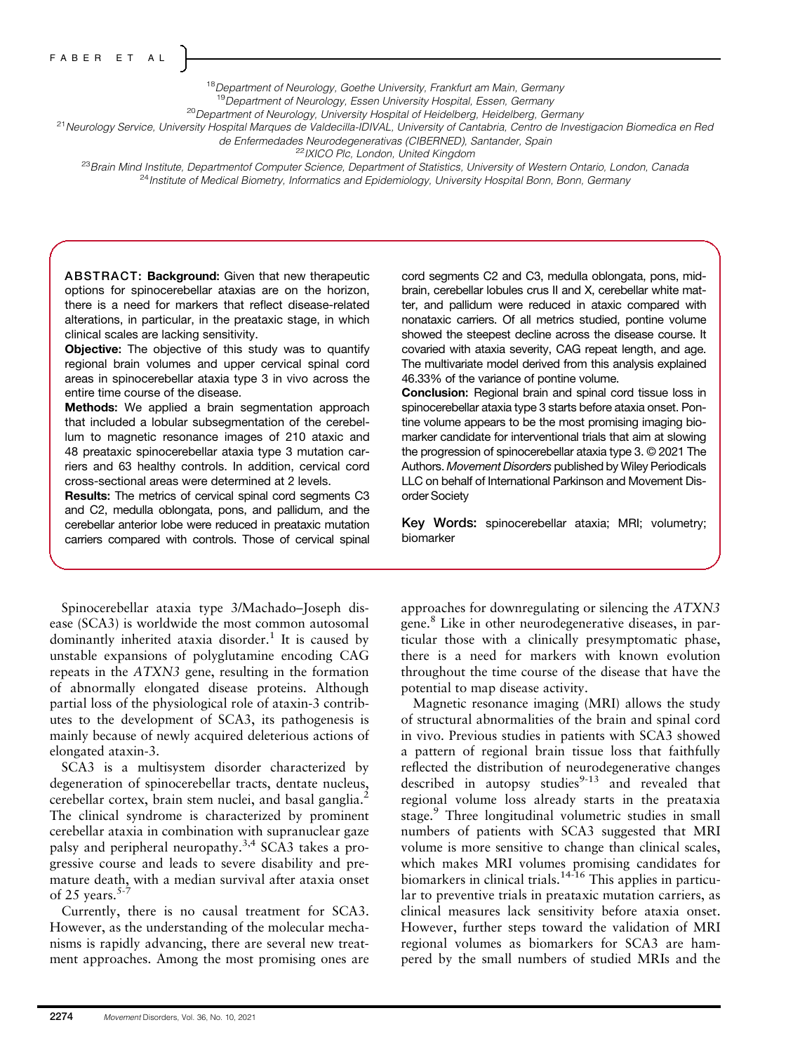[18]Department of Neurology, Goethe University, Frankfurt am Main, Germany
[19]Department of Neurology, Essen University Hospital, Essen, Germany
[20]Department of Neurology, University Hospital of Heidelberg, Heidelberg, Germany
[21]Neurology Service, University Hospital Marques de Valdecilla-IDIVAL, University of Cantabria, Centro de Investigacion Biomedica en Red de Enfermedades Neurodegenerativas (CIBERNED), Santander, Spain
[22]IXICO Plc, London, United Kingdom
[23]Brain Mind Institute, Departmentof Computer Science, Department of Statistics, University of Western Ontario, London, Canada
[24]Institute of Medical Biometry, Informatics and Epidemiology, University Hospital Bonn, Bonn, Germany

**ABSTRACT: Background:** Given that new therapeutic options for spinocerebellar ataxias are on the horizon, there is a need for markers that reflect disease-related alterations, in particular, in the preataxic stage, in which clinical scales are lacking sensitivity.

**Objective:** The objective of this study was to quantify regional brain volumes and upper cervical spinal cord areas in spinocerebellar ataxia type 3 in vivo across the entire time course of the disease.

**Methods:** We applied a brain segmentation approach that included a lobular subsegmentation of the cerebellum to magnetic resonance images of 210 ataxic and 48 preataxic spinocerebellar ataxia type 3 mutation carriers and 63 healthy controls. In addition, cervical cord cross-sectional areas were determined at 2 levels.

**Results:** The metrics of cervical spinal cord segments C3 and C2, medulla oblongata, pons, and pallidum, and the cerebellar anterior lobe were reduced in preataxic mutation carriers compared with controls. Those of cervical spinal cord segments C2 and C3, medulla oblongata, pons, midbrain, cerebellar lobules crus II and X, cerebellar white matter, and pallidum were reduced in ataxic compared with nonataxic carriers. Of all metrics studied, pontine volume showed the steepest decline across the disease course. It covaried with ataxia severity, CAG repeat length, and age. The multivariate model derived from this analysis explained 46.33% of the variance of pontine volume.

**Conclusion:** Regional brain and spinal cord tissue loss in spinocerebellar ataxia type 3 starts before ataxia onset. Pontine volume appears to be the most promising imaging biomarker candidate for interventional trials that aim at slowing the progression of spinocerebellar ataxia type 3. © 2021 The Authors. *Movement Disorders* published by Wiley Periodicals LLC on behalf of International Parkinson and Movement Disorder Society

**Key Words:** spinocerebellar ataxia; MRI; volumetry; biomarker

Spinocerebellar ataxia type 3/Machado–Joseph disease (SCA3) is worldwide the most common autosomal dominantly inherited ataxia disorder.[1] It is caused by unstable expansions of polyglutamine encoding CAG repeats in the *ATXN3* gene, resulting in the formation of abnormally elongated disease proteins. Although partial loss of the physiological role of ataxin-3 contributes to the development of SCA3, its pathogenesis is mainly because of newly acquired deleterious actions of elongated ataxin-3.

SCA3 is a multisystem disorder characterized by degeneration of spinocerebellar tracts, dentate nucleus, cerebellar cortex, brain stem nuclei, and basal ganglia.[2] The clinical syndrome is characterized by prominent cerebellar ataxia in combination with supranuclear gaze palsy and peripheral neuropathy.[3,4] SCA3 takes a progressive course and leads to severe disability and premature death, with a median survival after ataxia onset of 25 years.[5-7]

Currently, there is no causal treatment for SCA3. However, as the understanding of the molecular mechanisms is rapidly advancing, there are several new treatment approaches. Among the most promising ones are approaches for downregulating or silencing the *ATXN3* gene.[8] Like in other neurodegenerative diseases, in particular those with a clinically presymptomatic phase, there is a need for markers with known evolution throughout the time course of the disease that have the potential to map disease activity.

Magnetic resonance imaging (MRI) allows the study of structural abnormalities of the brain and spinal cord in vivo. Previous studies in patients with SCA3 showed a pattern of regional brain tissue loss that faithfully reflected the distribution of neurodegenerative changes described in autopsy studies[9-13] and revealed that regional volume loss already starts in the preataxia stage.[9] Three longitudinal volumetric studies in small numbers of patients with SCA3 suggested that MRI volume is more sensitive to change than clinical scales, which makes MRI volumes promising candidates for biomarkers in clinical trials.[14-16] This applies in particular to preventive trials in preataxic mutation carriers, as clinical measures lack sensitivity before ataxia onset. However, further steps toward the validation of MRI regional volumes as biomarkers for SCA3 are hampered by the small numbers of studied MRIs and the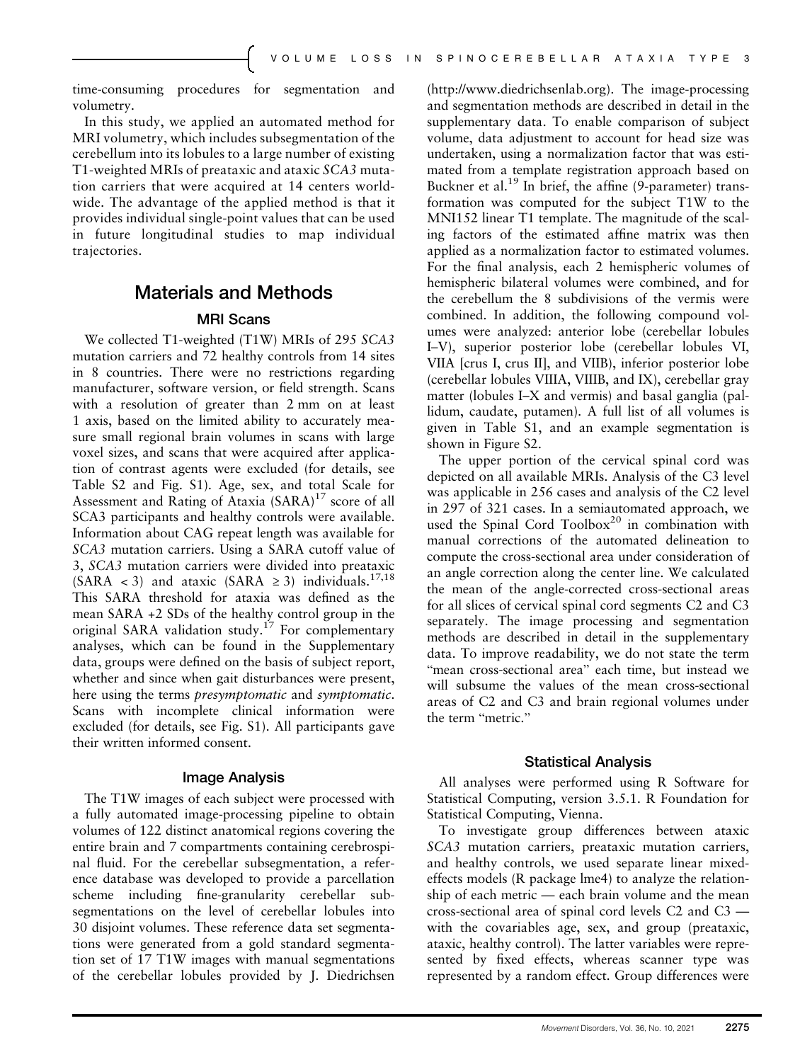time-consuming procedures for segmentation and volumetry.

In this study, we applied an automated method for MRI volumetry, which includes subsegmentation of the cerebellum into its lobules to a large number of existing T1-weighted MRIs of preataxic and ataxic *SCA3* mutation carriers that were acquired at 14 centers worldwide. The advantage of the applied method is that it provides individual single-point values that can be used in future longitudinal studies to map individual trajectories.

## Materials and Methods

### MRI Scans

We collected T1-weighted (T1W) MRIs of 295 *SCA3* mutation carriers and 72 healthy controls from 14 sites in 8 countries. There were no restrictions regarding manufacturer, software version, or field strength. Scans with a resolution of greater than 2 mm on at least 1 axis, based on the limited ability to accurately measure small regional brain volumes in scans with large voxel sizes, and scans that were acquired after application of contrast agents were excluded (for details, see Table S2 and Fig. S1). Age, sex, and total Scale for Assessment and Rating of Ataxia (SARA)[17] score of all SCA3 participants and healthy controls were available. Information about CAG repeat length was available for *SCA3* mutation carriers. Using a SARA cutoff value of 3, *SCA3* mutation carriers were divided into preataxic (SARA < 3) and ataxic (SARA ≥ 3) individuals.[17,18] This SARA threshold for ataxia was defined as the mean SARA +2 SDs of the healthy control group in the original SARA validation study.[17] For complementary analyses, which can be found in the Supplementary data, groups were defined on the basis of subject report, whether and since when gait disturbances were present, here using the terms *presymptomatic* and *symptomatic*. Scans with incomplete clinical information were excluded (for details, see Fig. S1). All participants gave their written informed consent.

### Image Analysis

The T1W images of each subject were processed with a fully automated image-processing pipeline to obtain volumes of 122 distinct anatomical regions covering the entire brain and 7 compartments containing cerebrospinal fluid. For the cerebellar subsegmentation, a reference database was developed to provide a parcellation scheme including fine-granularity cerebellar subsegmentations on the level of cerebellar lobules into 30 disjoint volumes. These reference data set segmentations were generated from a gold standard segmentation set of 17 T1W images with manual segmentations of the cerebellar lobules provided by J. Diedrichsen (http://www.diedrichsenlab.org). The image-processing and segmentation methods are described in detail in the supplementary data. To enable comparison of subject volume, data adjustment to account for head size was undertaken, using a normalization factor that was estimated from a template registration approach based on Buckner et al.[19] In brief, the affine (9-parameter) transformation was computed for the subject T1W to the MNI152 linear T1 template. The magnitude of the scaling factors of the estimated affine matrix was then applied as a normalization factor to estimated volumes. For the final analysis, each 2 hemispheric volumes of hemispheric bilateral volumes were combined, and for the cerebellum the 8 subdivisions of the vermis were combined. In addition, the following compound volumes were analyzed: anterior lobe (cerebellar lobules I–V), superior posterior lobe (cerebellar lobules VI, VIIA [crus I, crus II], and VIIB), inferior posterior lobe (cerebellar lobules VIIIA, VIIIB, and IX), cerebellar gray matter (lobules I–X and vermis) and basal ganglia (pallidum, caudate, putamen). A full list of all volumes is given in Table S1, and an example segmentation is shown in Figure S2.

The upper portion of the cervical spinal cord was depicted on all available MRIs. Analysis of the C3 level was applicable in 256 cases and analysis of the C2 level in 297 of 321 cases. In a semiautomated approach, we used the Spinal Cord Toolbox[20] in combination with manual corrections of the automated delineation to compute the cross-sectional area under consideration of an angle correction along the center line. We calculated the mean of the angle-corrected cross-sectional areas for all slices of cervical spinal cord segments C2 and C3 separately. The image processing and segmentation methods are described in detail in the supplementary data. To improve readability, we do not state the term "mean cross-sectional area" each time, but instead we will subsume the values of the mean cross-sectional areas of C2 and C3 and brain regional volumes under the term "metric."

### Statistical Analysis

All analyses were performed using R Software for Statistical Computing, version 3.5.1. R Foundation for Statistical Computing, Vienna.

To investigate group differences between ataxic *SCA3* mutation carriers, preataxic mutation carriers, and healthy controls, we used separate linear mixed-effects models (R package lme4) to analyze the relationship of each metric — each brain volume and the mean cross-sectional area of spinal cord levels C2 and C3 — with the covariables age, sex, and group (preataxic, ataxic, healthy control). The latter variables were represented by fixed effects, whereas scanner type was represented by a random effect. Group differences were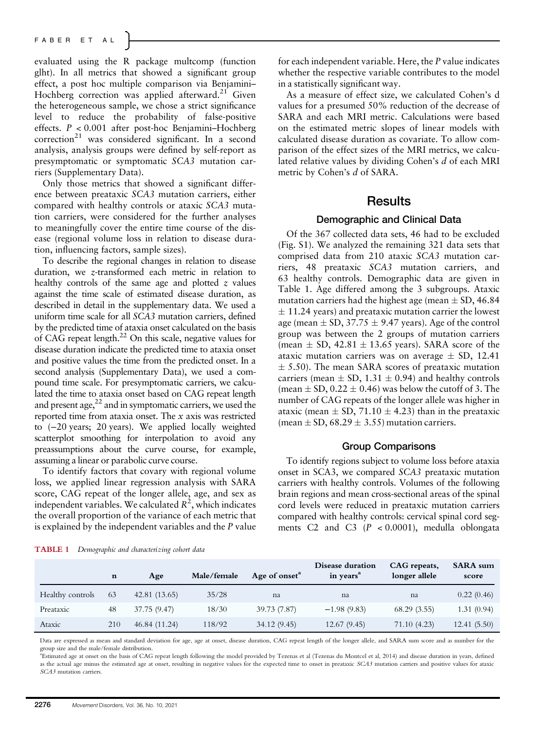evaluated using the R package multcomp (function glht). In all metrics that showed a significant group effect, a post hoc multiple comparison via Benjamini–Hochberg correction was applied afterward.[21] Given the heterogeneous sample, we chose a strict significance level to reduce the probability of false-positive effects. $P < 0.001$ after post-hoc Benjamini–Hochberg correction[21] was considered significant. In a second analysis, analysis groups were defined by self-report as presymptomatic or symptomatic *SCA3* mutation carriers (Supplementary Data).

Only those metrics that showed a significant difference between preataxic *SCA3* mutation carriers, either compared with healthy controls or ataxic *SCA3* mutation carriers, were considered for the further analyses to meaningfully cover the entire time course of the disease (regional volume loss in relation to disease duration, influencing factors, sample sizes).

To describe the regional changes in relation to disease duration, we *z*-transformed each metric in relation to healthy controls of the same age and plotted *z* values against the time scale of estimated disease duration, as described in detail in the supplementary data. We used a uniform time scale for all *SCA3* mutation carriers, defined by the predicted time of ataxia onset calculated on the basis of CAG repeat length.[22] On this scale, negative values for disease duration indicate the predicted time to ataxia onset and positive values the time from the predicted onset. In a second analysis (Supplementary Data), we used a compound time scale. For presymptomatic carriers, we calculated the time to ataxia onset based on CAG repeat length and present age,[22] and in symptomatic carriers, we used the reported time from ataxia onset. The *x* axis was restricted to (−20 years; 20 years). We applied locally weighted scatterplot smoothing for interpolation to avoid any preassumptions about the curve course, for example, assuming a linear or parabolic curve course.

To identify factors that covary with regional volume loss, we applied linear regression analysis with SARA score, CAG repeat of the longer allele, age, and sex as independent variables. We calculated $R^2$, which indicates the overall proportion of the variance of each metric that is explained by the independent variables and the *P* value for each independent variable. Here, the *P* value indicates whether the respective variable contributes to the model in a statistically significant way.

As a measure of effect size, we calculated Cohen's d values for a presumed 50% reduction of the decrease of SARA and each MRI metric. Calculations were based on the estimated metric slopes of linear models with calculated disease duration as covariate. To allow comparison of the effect sizes of the MRI metrics, we calculated relative values by dividing Cohen's *d* of each MRI metric by Cohen's *d* of SARA.

## Results

### Demographic and Clinical Data

Of the 367 collected data sets, 46 had to be excluded (Fig. S1). We analyzed the remaining 321 data sets that comprised data from 210 ataxic *SCA3* mutation carriers, 48 preataxic *SCA3* mutation carriers, and 63 healthy controls. Demographic data are given in Table 1. Age differed among the 3 subgroups. Ataxic mutation carriers had the highest age (mean ± SD, 46.84 ± 11.24 years) and preataxic mutation carrier the lowest age (mean ± SD, 37.75 ± 9.47 years). Age of the control group was between the 2 groups of mutation carriers (mean ± SD, 42.81 ± 13.65 years). SARA score of the ataxic mutation carriers was on average ± SD, 12.41 ± 5.50). The mean SARA scores of preataxic mutation carriers (mean ± SD, 1.31 ± 0.94) and healthy controls (mean ± SD, 0.22 ± 0.46) was below the cutoff of 3. The number of CAG repeats of the longer allele was higher in ataxic (mean ± SD, 71.10 ± 4.23) than in the preataxic (mean ± SD, 68.29 ± 3.55) mutation carriers.

### Group Comparisons

To identify regions subject to volume loss before ataxia onset in SCA3, we compared *SCA3* preataxic mutation carriers with healthy controls. Volumes of the following brain regions and mean cross-sectional areas of the spinal cord levels were reduced in preataxic mutation carriers compared with healthy controls: cervical spinal cord segments C2 and C3 ($P < 0.0001$), medulla oblongata

**TABLE 1** *Demographic and characterizing cohort data*

| | n | Age | Male/female | Age of onset[a] | Disease duration in years[a] | CAG repeats, longer allele | SARA sum score |
|---|---|---|---|---|---|---|---|
| Healthy controls | 63 | 42.81 (13.65) | 35/28 | na | na | na | 0.22 (0.46) |
| Preataxic | 48 | 37.75 (9.47) | 18/30 | 39.73 (7.87) | −1.98 (9.83) | 68.29 (3.55) | 1.31 (0.94) |
| Ataxic | 210 | 46.84 (11.24) | 118/92 | 34.12 (9.45) | 12.67 (9.45) | 71.10 (4.23) | 12.41 (5.50) |

Data are expressed as mean and standard deviation for age, age at onset, disease duration, CAG repeat length of the longer allele, and SARA sum score and as number for the group size and the male/female distribution.

[a]Estimated age at onset on the basis of CAG repeat length following the model provided by Tezenas et al (Tezenas du Montcel et al, 2014) and disease duration in years, defined as the actual age minus the estimated age at onset, resulting in negative values for the expected time to onset in preataxic *SCA3* mutation carriers and positive values for ataxic *SCA3* mutation carriers.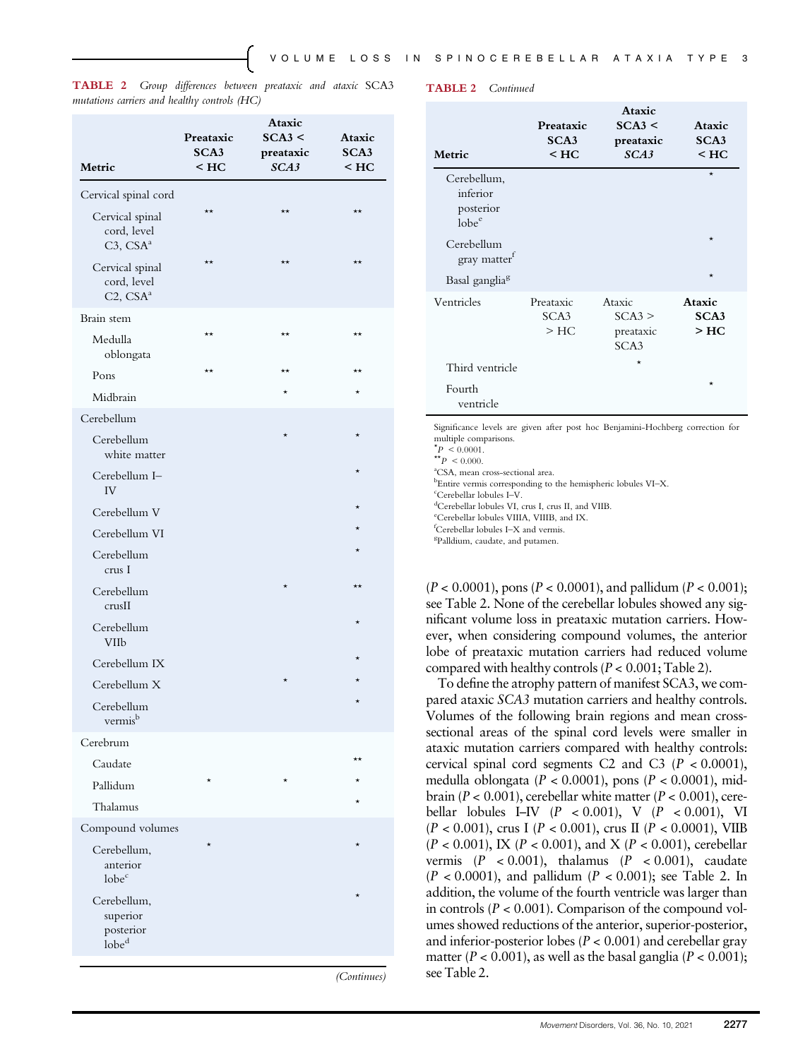**TABLE 2** *Group differences between preataxic and ataxic* SCA3 *mutations carriers and healthy controls (HC)*

| Metric | Preataxic SCA3 < HC | Ataxic SCA3 < preataxic *SCA3* | Ataxic SCA3 < HC |
|---|---|---|---|
| Cervical spinal cord | | | |
| Cervical spinal cord, level C3, CSA[a] | ** | ** | ** |
| Cervical spinal cord, level C2, CSA[a] | ** | ** | ** |
| Brain stem | | | |
| Medulla oblongata | ** | ** | ** |
| Pons | ** | ** | ** |
| Midbrain | | * | * |
| Cerebellum | | | |
| Cerebellum white matter | | * | * |
| Cerebellum I–IV | | | * |
| Cerebellum V | | | * |
| Cerebellum VI | | | * |
| Cerebellum crus I | | | * |
| Cerebellum crusII | | * | ** |
| Cerebellum VIIb | | | * |
| Cerebellum IX | | | * |
| Cerebellum X | | * | * |
| Cerebellum vermis[b] | | | * |
| Cerebrum | | | |
| Caudate | | | ** |
| Pallidum | * | * | * |
| Thalamus | | | * |
| Compound volumes | | | |
| Cerebellum, anterior lobe[c] | * | | * |
| Cerebellum, superior posterior lobe[d] | | | * |
| Cerebellum, inferior posterior lobe[e] | | | * |
| Cerebellum gray matter[f] | | | * |
| Basal ganglia[g] | | | * |
| Ventricles | Preataxic SCA3 > HC | Ataxic SCA3 > preataxic SCA3 | **Ataxic SCA3 > HC** |
| Third ventricle | | * | |
| Fourth ventricle | | | * |

Significance levels are given after post hoc Benjamini-Hochberg correction for multiple comparisons.
*$P < 0.0001$.
**$P < 0.000$.
[a]CSA, mean cross-sectional area.
[b]Entire vermis corresponding to the hemispheric lobules VI–X.
[c]Cerebellar lobules I–V.
[d]Cerebellar lobules VI, crus I, crus II, and VIIB.
[e]Cerebellar lobules VIIIA, VIIIB, and IX.
[f]Cerebellar lobules I–X and vermis.
[g]Palldium, caudate, and putamen.

($P < 0.0001$), pons ($P < 0.0001$), and pallidum ($P < 0.001$); see Table 2. None of the cerebellar lobules showed any significant volume loss in preataxic mutation carriers. However, when considering compound volumes, the anterior lobe of preataxic mutation carriers had reduced volume compared with healthy controls ($P < 0.001$; Table 2).

To define the atrophy pattern of manifest SCA3, we compared ataxic *SCA3* mutation carriers and healthy controls. Volumes of the following brain regions and mean cross-sectional areas of the spinal cord levels were smaller in ataxic mutation carriers compared with healthy controls: cervical spinal cord segments C2 and C3 ($P < 0.0001$), medulla oblongata ($P < 0.0001$), pons ($P < 0.0001$), midbrain ($P < 0.001$), cerebellar white matter ($P < 0.001$), cerebellar lobules I–IV ($P < 0.001$), V ($P < 0.001$), VI ($P < 0.001$), crus I ($P < 0.001$), crus II ($P < 0.0001$), VIIB ($P < 0.001$), IX ($P < 0.001$), and X ($P < 0.001$), cerebellar vermis ($P < 0.001$), thalamus ($P < 0.001$), caudate ($P < 0.0001$), and pallidum ($P < 0.001$); see Table 2. In addition, the volume of the fourth ventricle was larger than in controls ($P < 0.001$). Comparison of the compound volumes showed reductions of the anterior, superior-posterior, and inferior-posterior lobes ($P < 0.001$) and cerebellar gray matter ($P < 0.001$), as well as the basal ganglia ($P < 0.001$); see Table 2.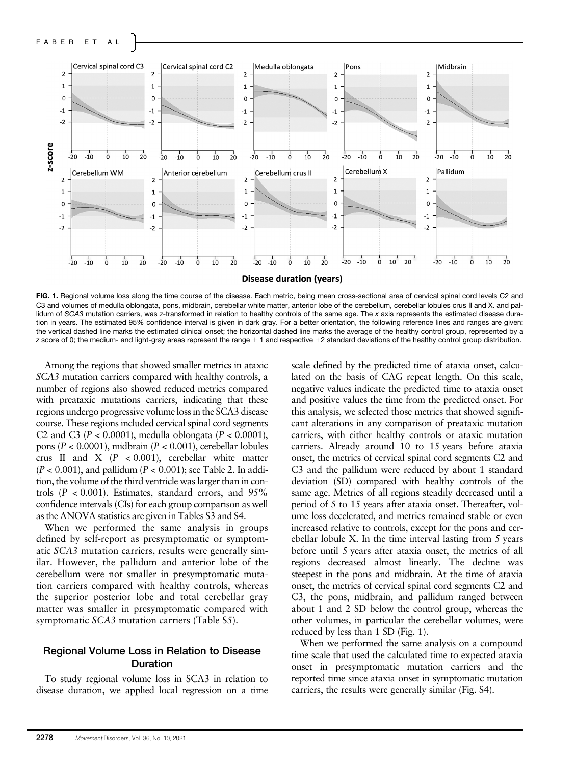FIG. 1. Regional volume loss along the time course of the disease. Each metric, being mean cross-sectional area of cervical spinal cord levels C2 and C3 and volumes of medulla oblongata, pons, midbrain, cerebellar white matter, anterior lobe of the cerebellum, cerebellar lobules crus II and X. and pallidum of *SCA3* mutation carriers, was *z*-transformed in relation to healthy controls of the same age. The *x* axis represents the estimated disease duration in years. The estimated 95% confidence interval is given in dark gray. For a better orientation, the following reference lines and ranges are given: the vertical dashed line marks the estimated clinical onset; the horizontal dashed line marks the average of the healthy control group, represented by a *z* score of 0; the medium- and light-gray areas represent the range ± 1 and respective ±2 standard deviations of the healthy control group distribution.

Among the regions that showed smaller metrics in ataxic *SCA3* mutation carriers compared with healthy controls, a number of regions also showed reduced metrics compared with preataxic mutations carriers, indicating that these regions undergo progressive volume loss in the SCA3 disease course. These regions included cervical spinal cord segments C2 and C3 ($P < 0.0001$), medulla oblongata ($P < 0.0001$), pons ($P < 0.0001$), midbrain ($P < 0.001$), cerebellar lobules crus II and X ($P < 0.001$), cerebellar white matter ($P < 0.001$), and pallidum ($P < 0.001$); see Table 2. In addition, the volume of the third ventricle was larger than in controls ($P < 0.001$). Estimates, standard errors, and 95% confidence intervals (CIs) for each group comparison as well as the ANOVA statistics are given in Tables S3 and S4.

When we performed the same analysis in groups defined by self-report as presymptomatic or symptomatic *SCA3* mutation carriers, results were generally similar. However, the pallidum and anterior lobe of the cerebellum were not smaller in presymptomatic mutation carriers compared with healthy controls, whereas the superior posterior lobe and total cerebellar gray matter was smaller in presymptomatic compared with symptomatic *SCA3* mutation carriers (Table S5).

## Regional Volume Loss in Relation to Disease Duration

To study regional volume loss in SCA3 in relation to disease duration, we applied local regression on a time scale defined by the predicted time of ataxia onset, calculated on the basis of CAG repeat length. On this scale, negative values indicate the predicted time to ataxia onset and positive values the time from the predicted onset. For this analysis, we selected those metrics that showed significant alterations in any comparison of preataxic mutation carriers, with either healthy controls or ataxic mutation carriers. Already around 10 to 15 years before ataxia onset, the metrics of cervical spinal cord segments C2 and C3 and the pallidum were reduced by about 1 standard deviation (SD) compared with healthy controls of the same age. Metrics of all regions steadily decreased until a period of 5 to 15 years after ataxia onset. Thereafter, volume loss decelerated, and metrics remained stable or even increased relative to controls, except for the pons and cerebellar lobule X. In the time interval lasting from 5 years before until 5 years after ataxia onset, the metrics of all regions decreased almost linearly. The decline was steepest in the pons and midbrain. At the time of ataxia onset, the metrics of cervical spinal cord segments C2 and C3, the pons, midbrain, and pallidum ranged between about 1 and 2 SD below the control group, whereas the other volumes, in particular the cerebellar volumes, were reduced by less than 1 SD (Fig. 1).

When we performed the same analysis on a compound time scale that used the calculated time to expected ataxia onset in presymptomatic mutation carriers and the reported time since ataxia onset in symptomatic mutation carriers, the results were generally similar (Fig. S4).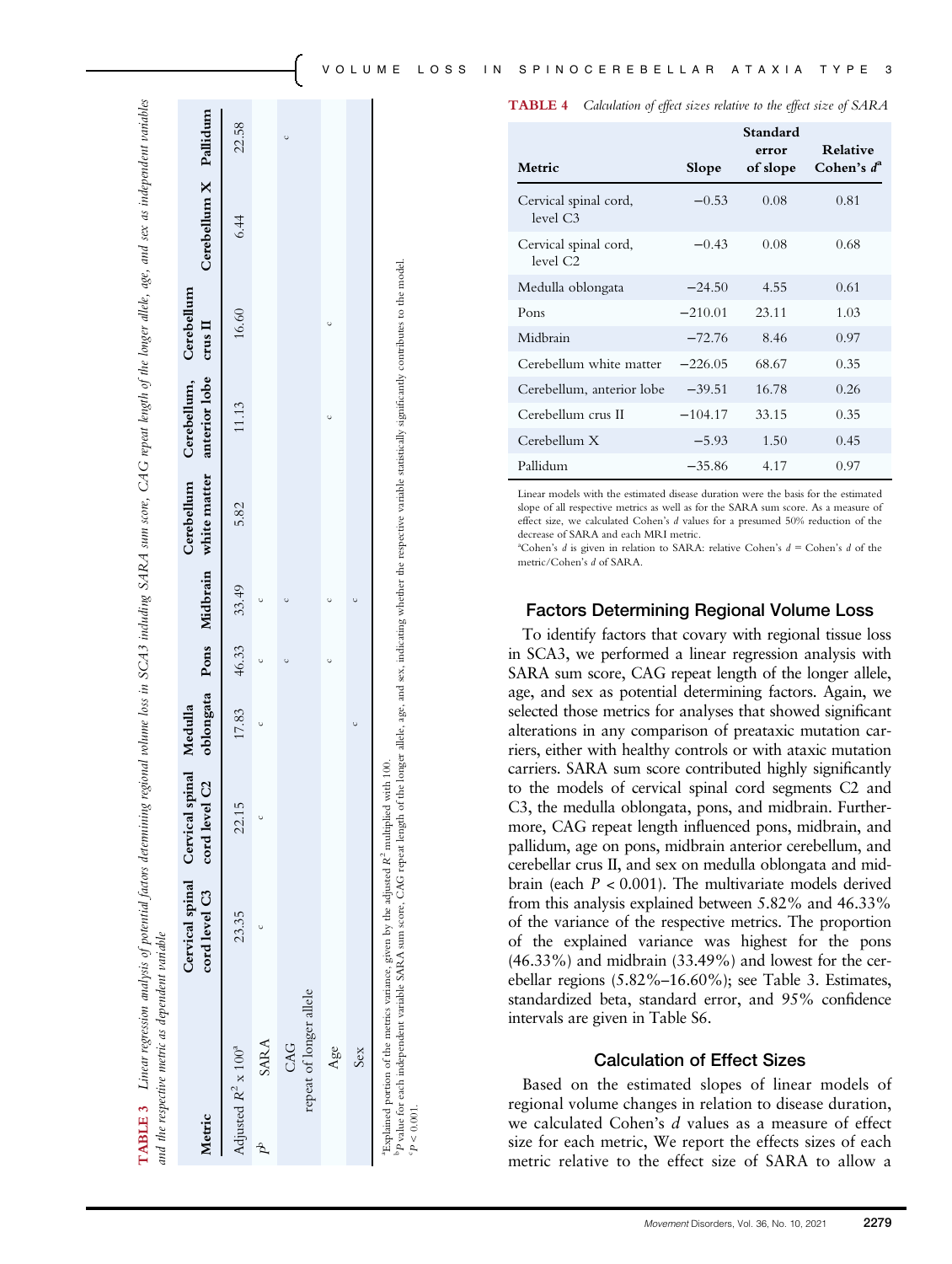**TABLE 3** *Linear regression analysis of potential factors determining regional volume loss in SCA3 including SARA sum score, CAG repeat length of the longer allele, age, and sex as independent variables and the respective metric as dependent variable*

| Metric | | Cervical spinal cord level C3 | Cervical spinal cord level C2 | Medulla oblongata | Pons | Midbrain | Cerebellum white matter | Cerebellum, anterior lobe | Cerebellum crus II | Cerebellum X | Pallidum |
|---|---|---|---|---|---|---|---|---|---|---|---|
| Adjusted $R^2$ x 100[a] | | 23.35 | 22.15 | 17.83 | 46.33 | 33.49 | 5.82 | 11.13 | 16.60 | 6.44 | 22.58 |
| $P$[b] | SARA | c | c | c | c | c | | | | | |
| | CAG repeat of longer allele | | | | c | c | | | | | c |
| | Age | | | | c | c | | c | c | | |
| | Sex | | | c | | c | | | | | |

[a]Explained portion of the metrics variance, given by the adjusted $R^2$ multiplied with 100.
[b]$P$ value for each independent variable SARA sum score, CAG repeat length of the longer allele, age, and sex, indicating whether the respective variable statistically significantly contributes to the model.
[c]$P < 0.001$.

**TABLE 4** *Calculation of effect sizes relative to the effect size of SARA*

| Metric | Slope | Standard error of slope | Relative Cohen's $d$[a] |
|---|---|---|---|
| Cervical spinal cord, level C3 | −0.53 | 0.08 | 0.81 |
| Cervical spinal cord, level C2 | −0.43 | 0.08 | 0.68 |
| Medulla oblongata | −24.50 | 4.55 | 0.61 |
| Pons | −210.01 | 23.11 | 1.03 |
| Midbrain | −72.76 | 8.46 | 0.97 |
| Cerebellum white matter | −226.05 | 68.67 | 0.35 |
| Cerebellum, anterior lobe | −39.51 | 16.78 | 0.26 |
| Cerebellum crus II | −104.17 | 33.15 | 0.35 |
| Cerebellum X | −5.93 | 1.50 | 0.45 |
| Pallidum | −35.86 | 4.17 | 0.97 |

Linear models with the estimated disease duration were the basis for the estimated slope of all respective metrics as well as for the SARA sum score. As a measure of effect size, we calculated Cohen's $d$ values for a presumed 50% reduction of the decrease of SARA and each MRI metric.
[a]Cohen's $d$ is given in relation to SARA: relative Cohen's $d$ = Cohen's $d$ of the metric/Cohen's $d$ of SARA.

### Factors Determining Regional Volume Loss

To identify factors that covary with regional tissue loss in SCA3, we performed a linear regression analysis with SARA sum score, CAG repeat length of the longer allele, age, and sex as potential determining factors. Again, we selected those metrics for analyses that showed significant alterations in any comparison of preataxic mutation carriers, either with healthy controls or with ataxic mutation carriers. SARA sum score contributed highly significantly to the models of cervical spinal cord segments C2 and C3, the medulla oblongata, pons, and midbrain. Furthermore, CAG repeat length influenced pons, midbrain, and pallidum, age on pons, midbrain anterior cerebellum, and cerebellar crus II, and sex on medulla oblongata and midbrain (each $P < 0.001$). The multivariate models derived from this analysis explained between 5.82% and 46.33% of the variance of the respective metrics. The proportion of the explained variance was highest for the pons (46.33%) and midbrain (33.49%) and lowest for the cerebellar regions (5.82%–16.60%); see Table 3. Estimates, standardized beta, standard error, and 95% confidence intervals are given in Table S6.

### Calculation of Effect Sizes

Based on the estimated slopes of linear models of regional volume changes in relation to disease duration, we calculated Cohen's $d$ values as a measure of effect size for each metric, We report the effects sizes of each metric relative to the effect size of SARA to allow a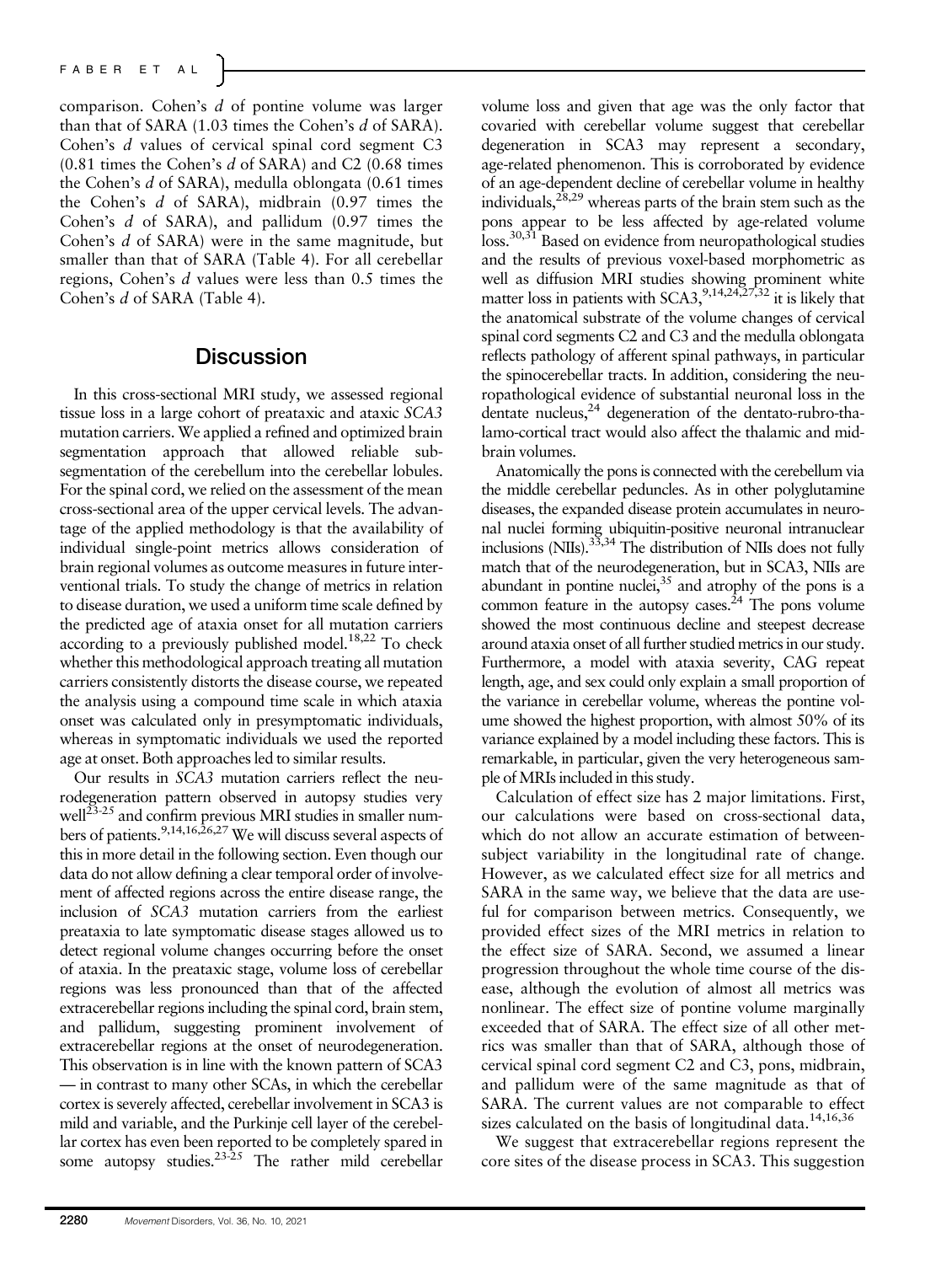comparison. Cohen's *d* of pontine volume was larger than that of SARA (1.03 times the Cohen's *d* of SARA). Cohen's *d* values of cervical spinal cord segment C3 (0.81 times the Cohen's *d* of SARA) and C2 (0.68 times the Cohen's *d* of SARA), medulla oblongata (0.61 times the Cohen's *d* of SARA), midbrain (0.97 times the Cohen's *d* of SARA), and pallidum (0.97 times the Cohen's *d* of SARA) were in the same magnitude, but smaller than that of SARA (Table 4). For all cerebellar regions, Cohen's *d* values were less than 0.5 times the Cohen's *d* of SARA (Table 4).

## Discussion

In this cross-sectional MRI study, we assessed regional tissue loss in a large cohort of preataxic and ataxic *SCA3* mutation carriers. We applied a refined and optimized brain segmentation approach that allowed reliable subsegmentation of the cerebellum into the cerebellar lobules. For the spinal cord, we relied on the assessment of the mean cross-sectional area of the upper cervical levels. The advantage of the applied methodology is that the availability of individual single-point metrics allows consideration of brain regional volumes as outcome measures in future interventional trials. To study the change of metrics in relation to disease duration, we used a uniform time scale defined by the predicted age of ataxia onset for all mutation carriers according to a previously published model.[18,22] To check whether this methodological approach treating all mutation carriers consistently distorts the disease course, we repeated the analysis using a compound time scale in which ataxia onset was calculated only in presymptomatic individuals, whereas in symptomatic individuals we used the reported age at onset. Both approaches led to similar results.

Our results in *SCA3* mutation carriers reflect the neurodegeneration pattern observed in autopsy studies very well[23-25] and confirm previous MRI studies in smaller numbers of patients.[9,14,16,26,27] We will discuss several aspects of this in more detail in the following section. Even though our data do not allow defining a clear temporal order of involvement of affected regions across the entire disease range, the inclusion of *SCA3* mutation carriers from the earliest preataxia to late symptomatic disease stages allowed us to detect regional volume changes occurring before the onset of ataxia. In the preataxic stage, volume loss of cerebellar regions was less pronounced than that of the affected extracerebellar regions including the spinal cord, brain stem, and pallidum, suggesting prominent involvement of extracerebellar regions at the onset of neurodegeneration. This observation is in line with the known pattern of SCA3 — in contrast to many other SCAs, in which the cerebellar cortex is severely affected, cerebellar involvement in SCA3 is mild and variable, and the Purkinje cell layer of the cerebellar cortex has even been reported to be completely spared in some autopsy studies.[23-25] The rather mild cerebellar volume loss and given that age was the only factor that covaried with cerebellar volume suggest that cerebellar degeneration in SCA3 may represent a secondary, age-related phenomenon. This is corroborated by evidence of an age-dependent decline of cerebellar volume in healthy individuals,[28,29] whereas parts of the brain stem such as the pons appear to be less affected by age-related volume loss.[30,31] Based on evidence from neuropathological studies and the results of previous voxel-based morphometric as well as diffusion MRI studies showing prominent white matter loss in patients with SCA3,[9,14,24,27,32] it is likely that the anatomical substrate of the volume changes of cervical spinal cord segments C2 and C3 and the medulla oblongata reflects pathology of afferent spinal pathways, in particular the spinocerebellar tracts. In addition, considering the neuropathological evidence of substantial neuronal loss in the dentate nucleus,[24] degeneration of the dentato-rubro-thalamo-cortical tract would also affect the thalamic and midbrain volumes.

Anatomically the pons is connected with the cerebellum via the middle cerebellar peduncles. As in other polyglutamine diseases, the expanded disease protein accumulates in neuronal nuclei forming ubiquitin-positive neuronal intranuclear inclusions (NIIs).[33,34] The distribution of NIIs does not fully match that of the neurodegeneration, but in SCA3, NIIs are abundant in pontine nuclei,[35] and atrophy of the pons is a common feature in the autopsy cases.[24] The pons volume showed the most continuous decline and steepest decrease around ataxia onset of all further studied metrics in our study. Furthermore, a model with ataxia severity, CAG repeat length, age, and sex could only explain a small proportion of the variance in cerebellar volume, whereas the pontine volume showed the highest proportion, with almost 50% of its variance explained by a model including these factors. This is remarkable, in particular, given the very heterogeneous sample of MRIs included in this study.

Calculation of effect size has 2 major limitations. First, our calculations were based on cross-sectional data, which do not allow an accurate estimation of between-subject variability in the longitudinal rate of change. However, as we calculated effect size for all metrics and SARA in the same way, we believe that the data are useful for comparison between metrics. Consequently, we provided effect sizes of the MRI metrics in relation to the effect size of SARA. Second, we assumed a linear progression throughout the whole time course of the disease, although the evolution of almost all metrics was nonlinear. The effect size of pontine volume marginally exceeded that of SARA. The effect size of all other metrics was smaller than that of SARA, although those of cervical spinal cord segment C2 and C3, pons, midbrain, and pallidum were of the same magnitude as that of SARA. The current values are not comparable to effect sizes calculated on the basis of longitudinal data.[14,16,36]

We suggest that extracerebellar regions represent the core sites of the disease process in SCA3. This suggestion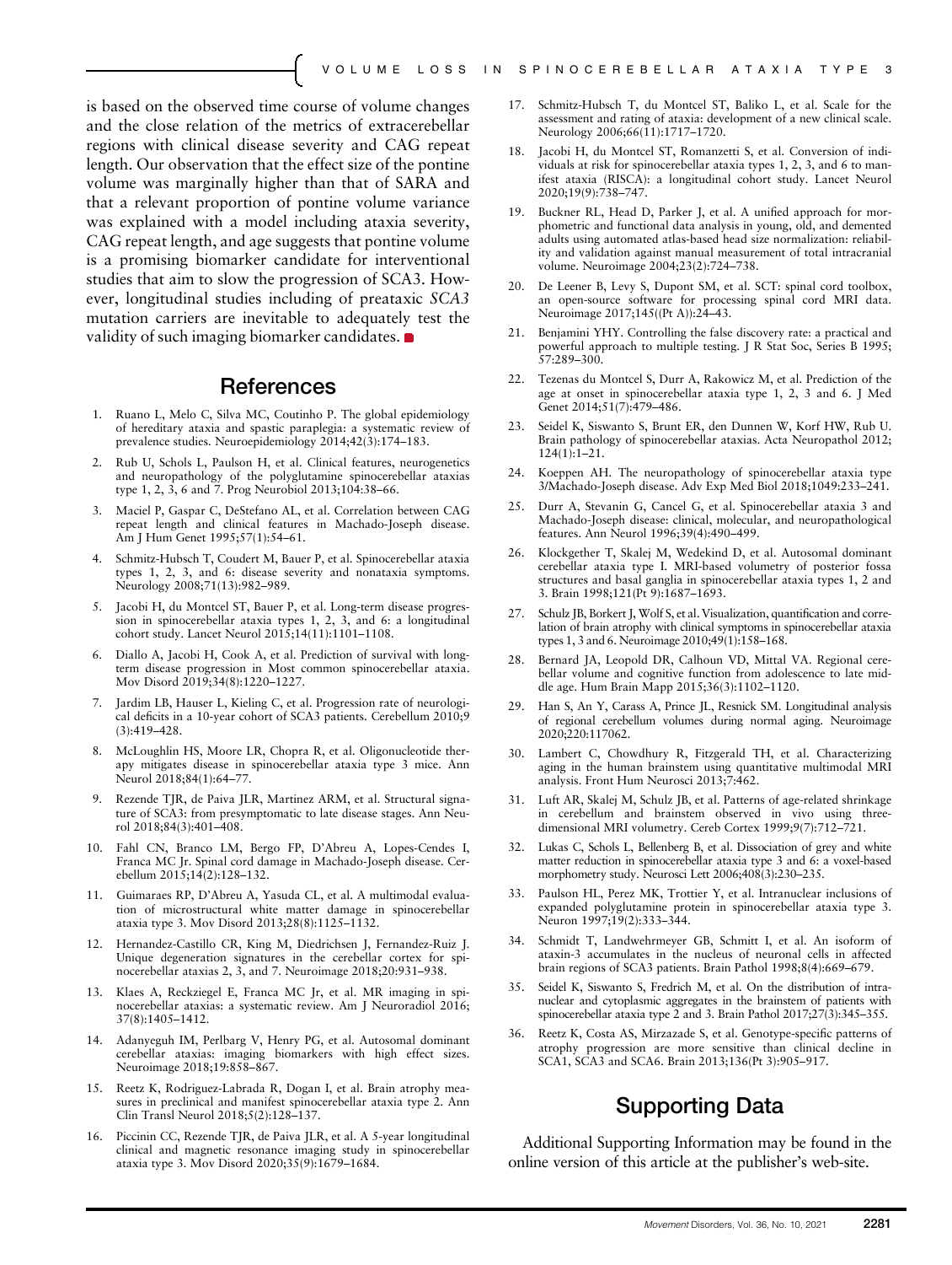is based on the observed time course of volume changes and the close relation of the metrics of extracerebellar regions with clinical disease severity and CAG repeat length. Our observation that the effect size of the pontine volume was marginally higher than that of SARA and that a relevant proportion of pontine volume variance was explained with a model including ataxia severity, CAG repeat length, and age suggests that pontine volume is a promising biomarker candidate for interventional studies that aim to slow the progression of SCA3. However, longitudinal studies including of preataxic *SCA3* mutation carriers are inevitable to adequately test the validity of such imaging biomarker candidates.

## References

1. Ruano L, Melo C, Silva MC, Coutinho P. The global epidemiology of hereditary ataxia and spastic paraplegia: a systematic review of prevalence studies. Neuroepidemiology 2014;42(3):174–183.
2. Rub U, Schols L, Paulson H, et al. Clinical features, neurogenetics and neuropathology of the polyglutamine spinocerebellar ataxias type 1, 2, 3, 6 and 7. Prog Neurobiol 2013;104:38–66.
3. Maciel P, Gaspar C, DeStefano AL, et al. Correlation between CAG repeat length and clinical features in Machado-Joseph disease. Am J Hum Genet 1995;57(1):54–61.
4. Schmitz-Hubsch T, Coudert M, Bauer P, et al. Spinocerebellar ataxia types 1, 2, 3, and 6: disease severity and nonataxia symptoms. Neurology 2008;71(13):982–989.
5. Jacobi H, du Montcel ST, Bauer P, et al. Long-term disease progression in spinocerebellar ataxia types 1, 2, 3, and 6: a longitudinal cohort study. Lancet Neurol 2015;14(11):1101–1108.
6. Diallo A, Jacobi H, Cook A, et al. Prediction of survival with long-term disease progression in Most common spinocerebellar ataxia. Mov Disord 2019;34(8):1220–1227.
7. Jardim LB, Hauser L, Kieling C, et al. Progression rate of neurological deficits in a 10-year cohort of SCA3 patients. Cerebellum 2010;9(3):419–428.
8. McLoughlin HS, Moore LR, Chopra R, et al. Oligonucleotide therapy mitigates disease in spinocerebellar ataxia type 3 mice. Ann Neurol 2018;84(1):64–77.
9. Rezende TJR, de Paiva JLR, Martinez ARM, et al. Structural signature of SCA3: from presymptomatic to late disease stages. Ann Neurol 2018;84(3):401–408.
10. Fahl CN, Branco LM, Bergo FP, D'Abreu A, Lopes-Cendes I, Franca MC Jr. Spinal cord damage in Machado-Joseph disease. Cerebellum 2015;14(2):128–132.
11. Guimaraes RP, D'Abreu A, Yasuda CL, et al. A multimodal evaluation of microstructural white matter damage in spinocerebellar ataxia type 3. Mov Disord 2013;28(8):1125–1132.
12. Hernandez-Castillo CR, King M, Diedrichsen J, Fernandez-Ruiz J. Unique degeneration signatures in the cerebellar cortex for spinocerebellar ataxias 2, 3, and 7. Neuroimage 2018;20:931–938.
13. Klaes A, Reckziegel E, Franca MC Jr, et al. MR imaging in spinocerebellar ataxias: a systematic review. Am J Neuroradiol 2016;37(8):1405–1412.
14. Adanyeguh IM, Perlbarg V, Henry PG, et al. Autosomal dominant cerebellar ataxias: imaging biomarkers with high effect sizes. Neuroimage 2018;19:858–867.
15. Reetz K, Rodriguez-Labrada R, Dogan I, et al. Brain atrophy measures in preclinical and manifest spinocerebellar ataxia type 2. Ann Clin Transl Neurol 2018;5(2):128–137.
16. Piccinin CC, Rezende TJR, de Paiva JLR, et al. A 5-year longitudinal clinical and magnetic resonance imaging study in spinocerebellar ataxia type 3. Mov Disord 2020;35(9):1679–1684.
17. Schmitz-Hubsch T, du Montcel ST, Baliko L, et al. Scale for the assessment and rating of ataxia: development of a new clinical scale. Neurology 2006;66(11):1717–1720.
18. Jacobi H, du Montcel ST, Romanzetti S, et al. Conversion of individuals at risk for spinocerebellar ataxia types 1, 2, 3, and 6 to manifest ataxia (RISCA): a longitudinal cohort study. Lancet Neurol 2020;19(9):738–747.
19. Buckner RL, Head D, Parker J, et al. A unified approach for morphometric and functional data analysis in young, old, and demented adults using automated atlas-based head size normalization: reliability and validation against manual measurement of total intracranial volume. Neuroimage 2004;23(2):724–738.
20. De Leener B, Levy S, Dupont SM, et al. SCT: spinal cord toolbox, an open-source software for processing spinal cord MRI data. Neuroimage 2017;145((Pt A)):24–43.
21. Benjamini YHY. Controlling the false discovery rate: a practical and powerful approach to multiple testing. J R Stat Soc, Series B 1995;57:289–300.
22. Tezenas du Montcel S, Durr A, Rakowicz M, et al. Prediction of the age at onset in spinocerebellar ataxia type 1, 2, 3 and 6. J Med Genet 2014;51(7):479–486.
23. Seidel K, Siswanto S, Brunt ER, den Dunnen W, Korf HW, Rub U. Brain pathology of spinocerebellar ataxias. Acta Neuropathol 2012;124(1):1–21.
24. Koeppen AH. The neuropathology of spinocerebellar ataxia type 3/Machado-Joseph disease. Adv Exp Med Biol 2018;1049:233–241.
25. Durr A, Stevanin G, Cancel G, et al. Spinocerebellar ataxia 3 and Machado-Joseph disease: clinical, molecular, and neuropathological features. Ann Neurol 1996;39(4):490–499.
26. Klockgether T, Skalej M, Wedekind D, et al. Autosomal dominant cerebellar ataxia type I. MRI-based volumetry of posterior fossa structures and basal ganglia in spinocerebellar ataxia types 1, 2 and 3. Brain 1998;121(Pt 9):1687–1693.
27. Schulz JB, Borkert J, Wolf S, et al. Visualization, quantification and correlation of brain atrophy with clinical symptoms in spinocerebellar ataxia types 1, 3 and 6. Neuroimage 2010;49(1):158–168.
28. Bernard JA, Leopold DR, Calhoun VD, Mittal VA. Regional cerebellar volume and cognitive function from adolescence to late middle age. Hum Brain Mapp 2015;36(3):1102–1120.
29. Han S, An Y, Carass A, Prince JL, Resnick SM. Longitudinal analysis of regional cerebellum volumes during normal aging. Neuroimage 2020;220:117062.
30. Lambert C, Chowdhury R, Fitzgerald TH, et al. Characterizing aging in the human brainstem using quantitative multimodal MRI analysis. Front Hum Neurosci 2013;7:462.
31. Luft AR, Skalej M, Schulz JB, et al. Patterns of age-related shrinkage in cerebellum and brainstem observed in vivo using three-dimensional MRI volumetry. Cereb Cortex 1999;9(7):712–721.
32. Lukas C, Schols L, Bellenberg B, et al. Dissociation of grey and white matter reduction in spinocerebellar ataxia type 3 and 6: a voxel-based morphometry study. Neurosci Lett 2006;408(3):230–235.
33. Paulson HL, Perez MK, Trottier Y, et al. Intranuclear inclusions of expanded polyglutamine protein in spinocerebellar ataxia type 3. Neuron 1997;19(2):333–344.
34. Schmidt T, Landwehrmeyer GB, Schmitt I, et al. An isoform of ataxin-3 accumulates in the nucleus of neuronal cells in affected brain regions of SCA3 patients. Brain Pathol 1998;8(4):669–679.
35. Seidel K, Siswanto S, Fredrich M, et al. On the distribution of intranuclear and cytoplasmic aggregates in the brainstem of patients with spinocerebellar ataxia type 2 and 3. Brain Pathol 2017;27(3):345–355.
36. Reetz K, Costa AS, Mirzazade S, et al. Genotype-specific patterns of atrophy progression are more sensitive than clinical decline in SCA1, SCA3 and SCA6. Brain 2013;136(Pt 3):905–917.

## Supporting Data

Additional Supporting Information may be found in the online version of this article at the publisher's web-site.